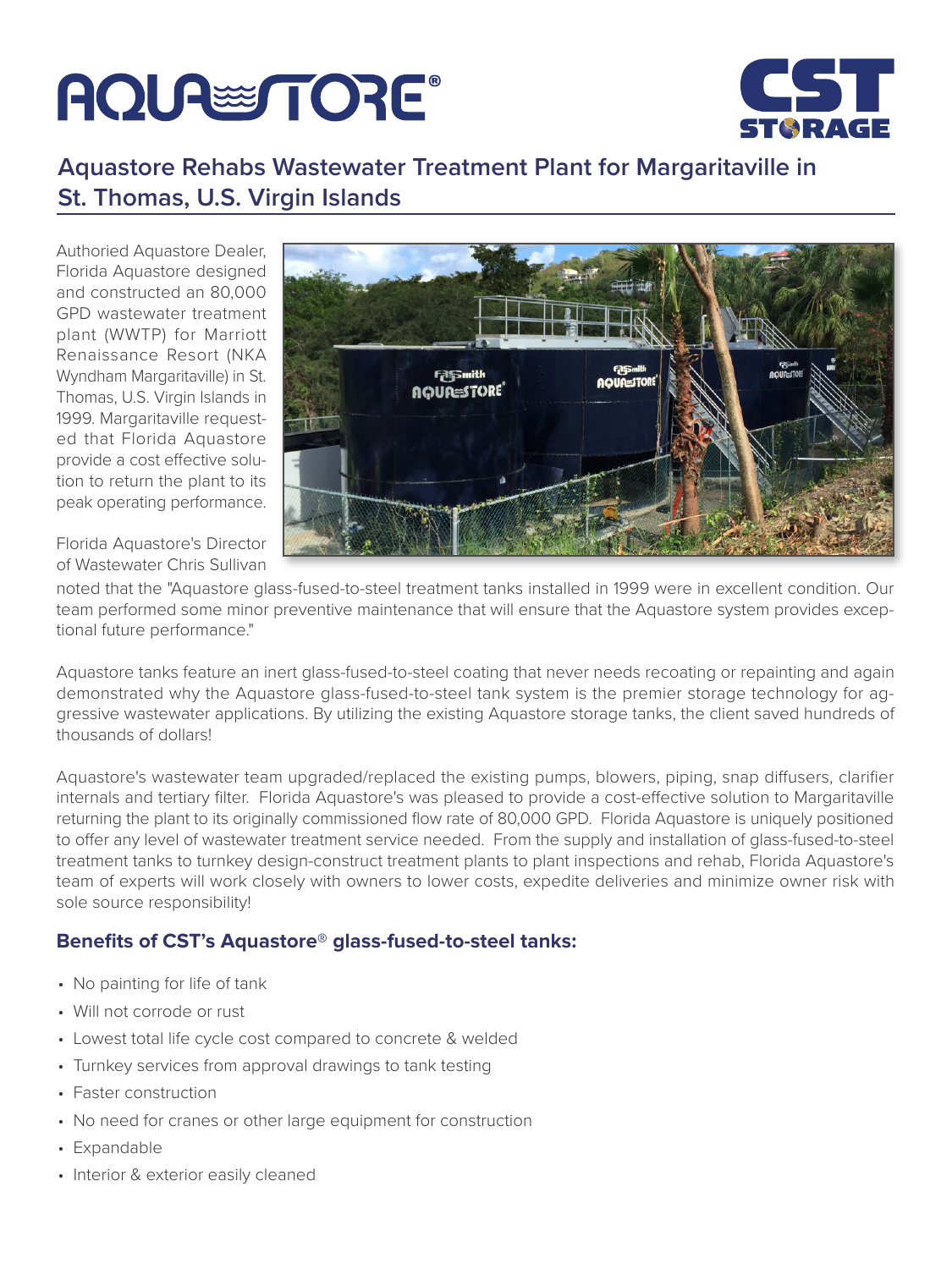# AQUASTORE®

# CST STORAGE

## Aquastore Rehabs Wastewater Treatment Plant for Margaritaville in St. Thomas, U.S. Virgin Islands

Authoried Aquastore Dealer, Florida Aquastore designed and constructed an 80,000 GPD wastewater treatment plant (WWTP) for Marriott Renaissance Resort (NKA Wyndham Margaritaville) in St. Thomas, U.S. Virgin Islands in 1999. Margaritaville requested that Florida Aquastore provide a cost effective solution to return the plant to its peak operating performance.

Florida Aquastore's Director of Wastewater Chris Sullivan noted that the "Aquastore glass-fused-to-steel treatment tanks installed in 1999 were in excellent condition. Our team performed some minor preventive maintenance that will ensure that the Aquastore system provides exceptional future performance."

Aquastore tanks feature an inert glass-fused-to-steel coating that never needs recoating or repainting and again demonstrated why the Aquastore glass-fused-to-steel tank system is the premier storage technology for aggressive wastewater applications. By utilizing the existing Aquastore storage tanks, the client saved hundreds of thousands of dollars!

Aquastore's wastewater team upgraded/replaced the existing pumps, blowers, piping, snap diffusers, clarifier internals and tertiary filter. Florida Aquastore's was pleased to provide a cost-effective solution to Margaritaville returning the plant to its originally commissioned flow rate of 80,000 GPD. Florida Aquastore is uniquely positioned to offer any level of wastewater treatment service needed. From the supply and installation of glass-fused-to-steel treatment tanks to turnkey design-construct treatment plants to plant inspections and rehab, Florida Aquastore's team of experts will work closely with owners to lower costs, expedite deliveries and minimize owner risk with sole source responsibility!

### Benefits of CST's Aquastore® glass-fused-to-steel tanks:

- No painting for life of tank
- Will not corrode or rust
- Lowest total life cycle cost compared to concrete & welded
- Turnkey services from approval drawings to tank testing
- Faster construction
- No need for cranes or other large equipment for construction
- Expandable
- Interior & exterior easily cleaned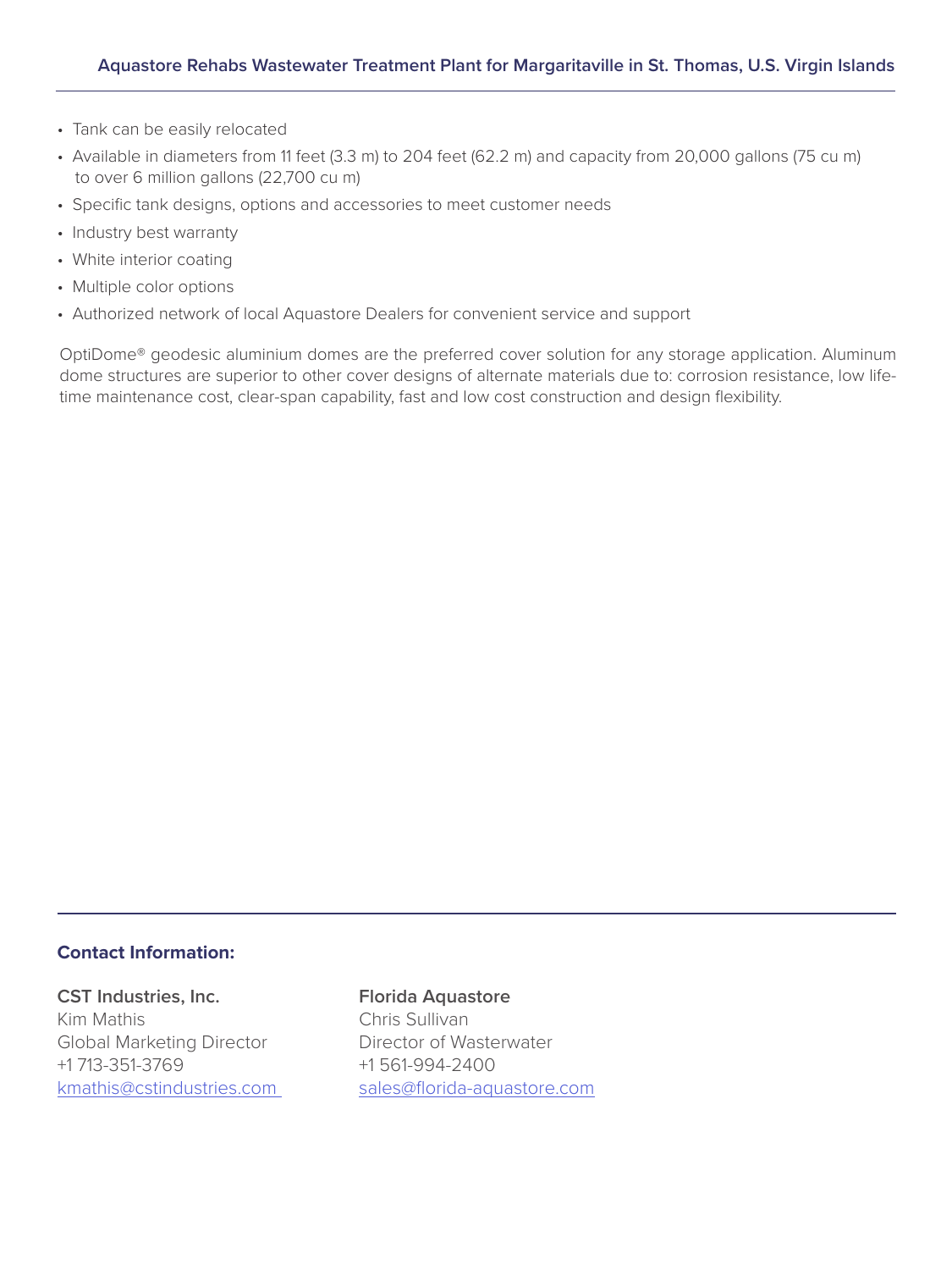- Tank can be easily relocated
- Available in diameters from 11 feet (3.3 m) to 204 feet (62.2 m) and capacity from 20,000 gallons (75 cu m) to over 6 million gallons (22,700 cu m)
- Specific tank designs, options and accessories to meet customer needs
- Industry best warranty
- White interior coating
- Multiple color options
- Authorized network of local Aquastore Dealers for convenient service and support

OptiDome® geodesic aluminium domes are the preferred cover solution for any storage application. Aluminum dome structures are superior to other cover designs of alternate materials due to: corrosion resistance, low lifetime maintenance cost, clear-span capability, fast and low cost construction and design flexibility.

**Contact Information:**

**CST Industries, Inc.**
Kim Mathis
Global Marketing Director
+1 713-351-3769
kmathis@cstindustries.com

**Florida Aquastore**
Chris Sullivan
Director of Wasterwater
+1 561-994-2400
sales@florida-aquastore.com